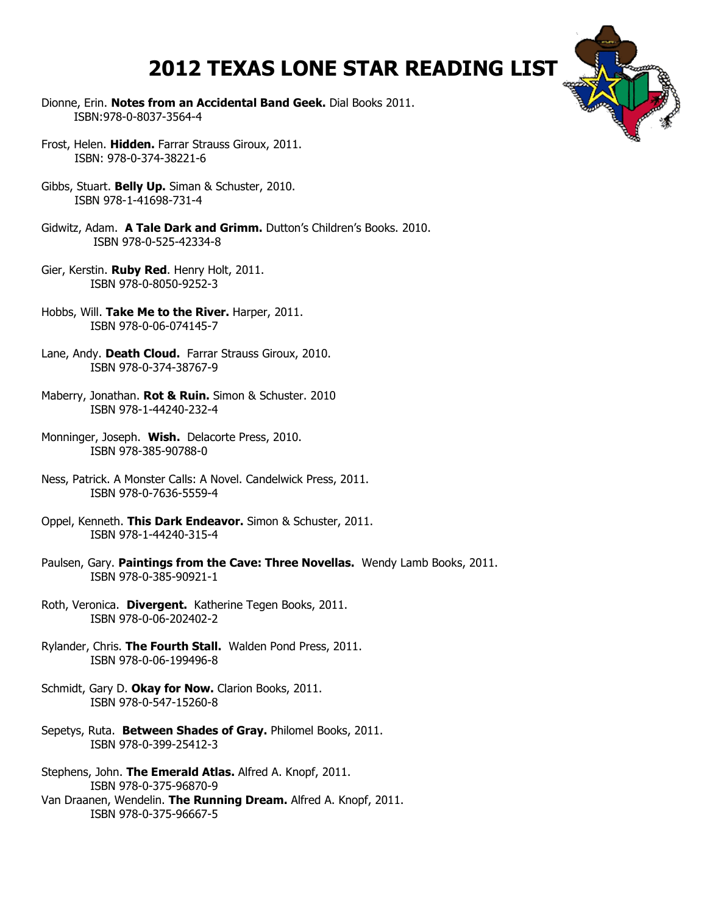# 2012 TEXAS LONE STAR READING LIST

Dionne, Erin. **Notes from an Accidental Band Geek.** Dial Books 2011.
ISBN:978-0-8037-3564-4

Frost, Helen. **Hidden.** Farrar Strauss Giroux, 2011.
ISBN: 978-0-374-38221-6

Gibbs, Stuart. **Belly Up.** Siman & Schuster, 2010.
ISBN 978-1-41698-731-4

Gidwitz, Adam. **A Tale Dark and Grimm.** Dutton's Children's Books. 2010.
ISBN 978-0-525-42334-8

Gier, Kerstin. **Ruby Red**. Henry Holt, 2011.
ISBN 978-0-8050-9252-3

Hobbs, Will. **Take Me to the River.** Harper, 2011.
ISBN 978-0-06-074145-7

Lane, Andy. **Death Cloud.** Farrar Strauss Giroux, 2010.
ISBN 978-0-374-38767-9

Maberry, Jonathan. **Rot & Ruin.** Simon & Schuster. 2010
ISBN 978-1-44240-232-4

Monninger, Joseph. **Wish.** Delacorte Press, 2010.
ISBN 978-385-90788-0

Ness, Patrick. A Monster Calls: A Novel. Candelwick Press, 2011.
ISBN 978-0-7636-5559-4

Oppel, Kenneth. **This Dark Endeavor.** Simon & Schuster, 2011.
ISBN 978-1-44240-315-4

Paulsen, Gary. **Paintings from the Cave: Three Novellas.** Wendy Lamb Books, 2011.
ISBN 978-0-385-90921-1

Roth, Veronica. **Divergent.** Katherine Tegen Books, 2011.
ISBN 978-0-06-202402-2

Rylander, Chris. **The Fourth Stall.** Walden Pond Press, 2011.
ISBN 978-0-06-199496-8

Schmidt, Gary D. **Okay for Now.** Clarion Books, 2011.
ISBN 978-0-547-15260-8

Sepetys, Ruta. **Between Shades of Gray.** Philomel Books, 2011.
ISBN 978-0-399-25412-3

Stephens, John. **The Emerald Atlas.** Alfred A. Knopf, 2011.
ISBN 978-0-375-96870-9

Van Draanen, Wendelin. **The Running Dream.** Alfred A. Knopf, 2011.
ISBN 978-0-375-96667-5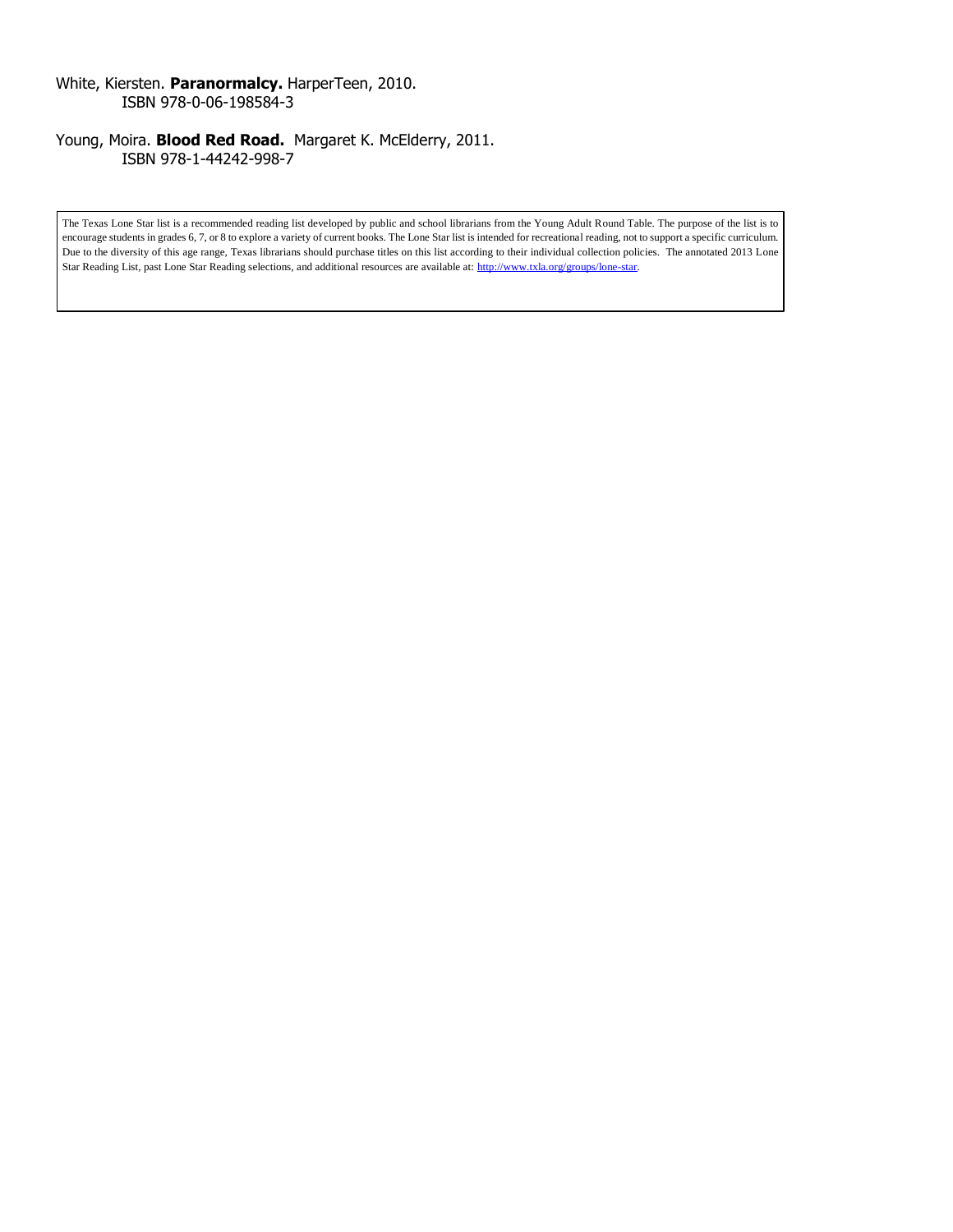White, Kiersten. **Paranormalcy.** HarperTeen, 2010.
ISBN 978-0-06-198584-3

Young, Moira. **Blood Red Road.** Margaret K. McElderry, 2011.
ISBN 978-1-44242-998-7

The Texas Lone Star list is a recommended reading list developed by public and school librarians from the Young Adult Round Table. The purpose of the list is to encourage students in grades 6, 7, or 8 to explore a variety of current books. The Lone Star list is intended for recreational reading, not to support a specific curriculum. Due to the diversity of this age range, Texas librarians should purchase titles on this list according to their individual collection policies. The annotated 2013 Lone Star Reading List, past Lone Star Reading selections, and additional resources are available at: http://www.txla.org/groups/lone-star.